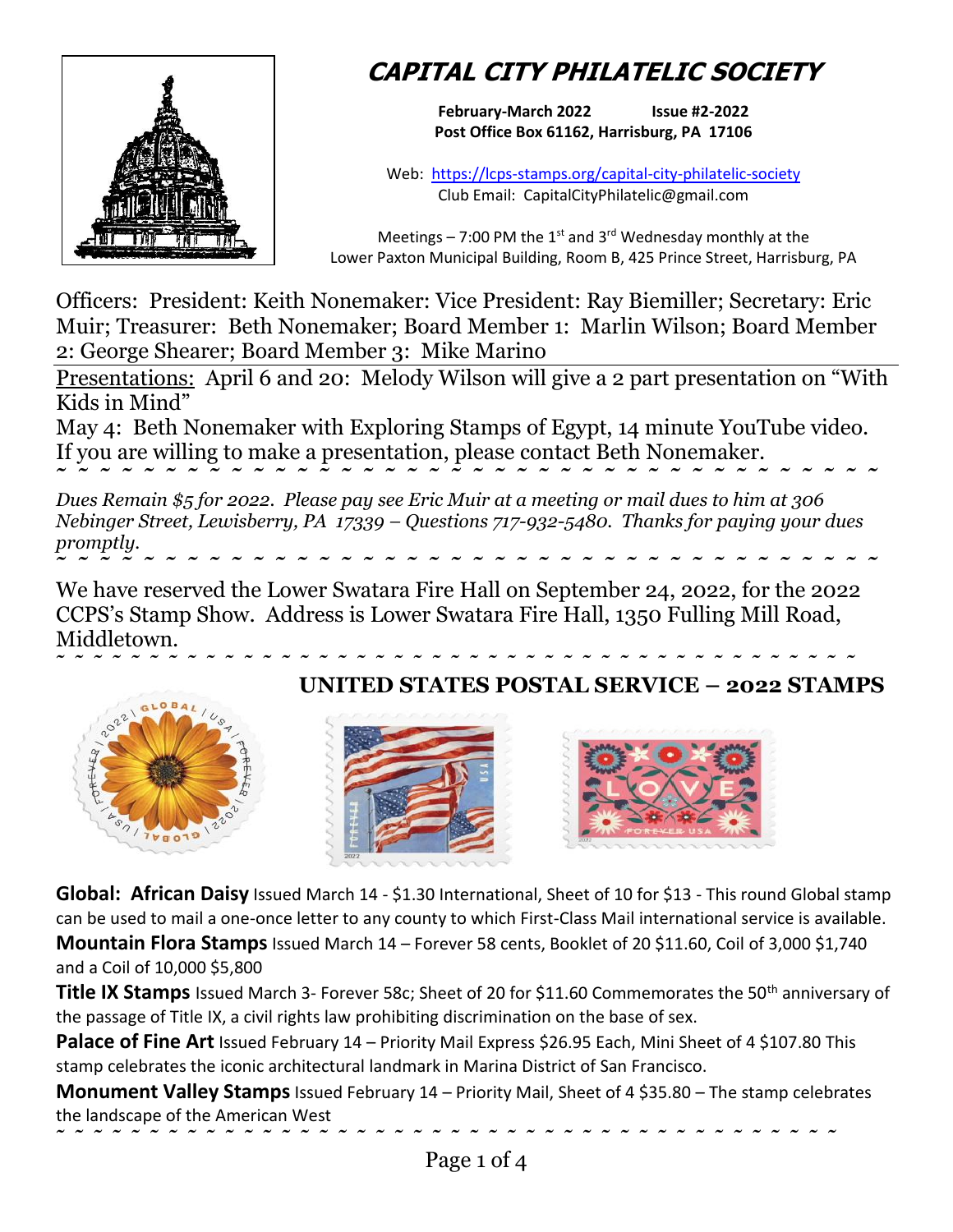# CAPITAL CITY PHILATELIC SOCIETY

**February-March 2022 Issue #2-2022**
**Post Office Box 61162, Harrisburg, PA 17106**

Web: https://lcps-stamps.org/capital-city-philatelic-society
Club Email: CapitalCityPhilatelic@gmail.com

Meetings – 7:00 PM the 1st and 3rd Wednesday monthly at the Lower Paxton Municipal Building, Room B, 425 Prince Street, Harrisburg, PA

Officers: President: Keith Nonemaker: Vice President: Ray Biemiller; Secretary: Eric Muir; Treasurer: Beth Nonemaker; Board Member 1: Marlin Wilson; Board Member 2: George Shearer; Board Member 3: Mike Marino

Presentations: April 6 and 20: Melody Wilson will give a 2 part presentation on "With Kids in Mind"

May 4: Beth Nonemaker with Exploring Stamps of Egypt, 14 minute YouTube video. If you are willing to make a presentation, please contact Beth Nonemaker.

~ ~ ~ ~ ~ ~ ~ ~ ~ ~ ~ ~ ~ ~ ~ ~ ~ ~ ~ ~ ~ ~ ~ ~ ~ ~ ~ ~ ~ ~ ~ ~ ~ ~ ~ ~ ~ ~ ~ ~ ~ ~

*Dues Remain $5 for 2022. Please pay see Eric Muir at a meeting or mail dues to him at 306 Nebinger Street, Lewisberry, PA 17339 – Questions 717-932-5480. Thanks for paying your dues promptly.*

~ ~ ~ ~ ~ ~ ~ ~ ~ ~ ~ ~ ~ ~ ~ ~ ~ ~ ~ ~ ~ ~ ~ ~ ~ ~ ~ ~ ~ ~ ~ ~ ~ ~ ~ ~ ~ ~ ~ ~ ~ ~

We have reserved the Lower Swatara Fire Hall on September 24, 2022, for the 2022 CCPS's Stamp Show. Address is Lower Swatara Fire Hall, 1350 Fulling Mill Road, Middletown.

~ ~ ~ ~ ~ ~ ~ ~ ~ ~ ~ ~ ~ ~ ~ ~ ~ ~ ~ ~ ~ ~ ~ ~ ~ ~ ~ ~ ~ ~ ~ ~ ~ ~ ~ ~ ~ ~ ~ ~ ~ ~

## UNITED STATES POSTAL SERVICE – 2022 STAMPS

**Global: African Daisy** Issued March 14 - $1.30 International, Sheet of 10 for $13 - This round Global stamp can be used to mail a one-once letter to any county to which First-Class Mail international service is available.

**Mountain Flora Stamps** Issued March 14 – Forever 58 cents, Booklet of 20 $11.60, Coil of 3,000 $1,740 and a Coil of 10,000 $5,800

**Title IX Stamps** Issued March 3- Forever 58c; Sheet of 20 for $11.60 Commemorates the 50th anniversary of the passage of Title IX, a civil rights law prohibiting discrimination on the base of sex.

**Palace of Fine Art** Issued February 14 – Priority Mail Express $26.95 Each, Mini Sheet of 4 $107.80 This stamp celebrates the iconic architectural landmark in Marina District of San Francisco.

**Monument Valley Stamps** Issued February 14 – Priority Mail, Sheet of 4 $35.80 – The stamp celebrates the landscape of the American West

~ ~ ~ ~ ~ ~ ~ ~ ~ ~ ~ ~ ~ ~ ~ ~ ~ ~ ~ ~ ~ ~ ~ ~ ~ ~ ~ ~ ~ ~ ~ ~ ~ ~ ~ ~ ~ ~ ~ ~ ~ ~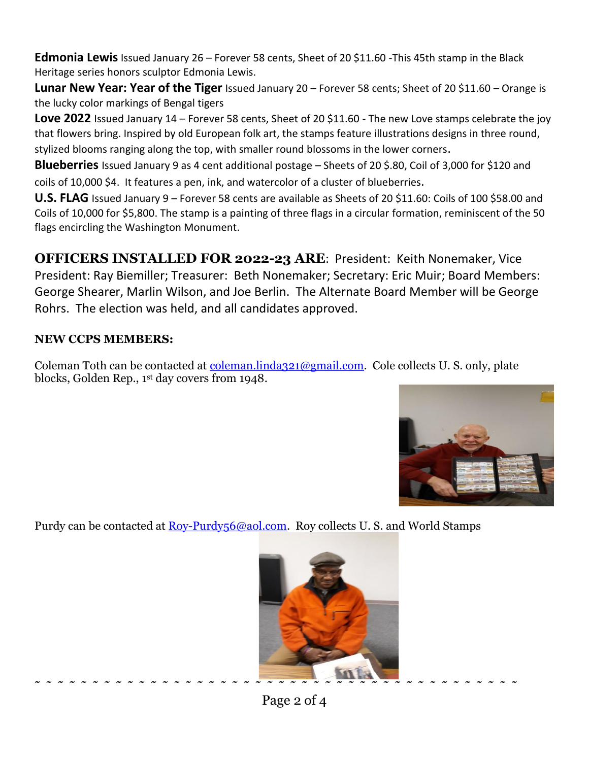**Edmonia Lewis** Issued January 26 – Forever 58 cents, Sheet of 20 $11.60 -This 45th stamp in the Black Heritage series honors sculptor Edmonia Lewis.

**Lunar New Year: Year of the Tiger** Issued January 20 – Forever 58 cents; Sheet of 20 $11.60 – Orange is the lucky color markings of Bengal tigers

**Love 2022** Issued January 14 – Forever 58 cents, Sheet of 20 $11.60 - The new Love stamps celebrate the joy that flowers bring. Inspired by old European folk art, the stamps feature illustrations designs in three round, stylized blooms ranging along the top, with smaller round blossoms in the lower corners.

**Blueberries** Issued January 9 as 4 cent additional postage – Sheets of 20 $.80, Coil of 3,000 for $120 and coils of 10,000 $4. It features a pen, ink, and watercolor of a cluster of blueberries.

**U.S. FLAG** Issued January 9 – Forever 58 cents are available as Sheets of 20 $11.60: Coils of 100 $58.00 and Coils of 10,000 for $5,800. The stamp is a painting of three flags in a circular formation, reminiscent of the 50 flags encircling the Washington Monument.

**OFFICERS INSTALLED FOR 2022-23 ARE**: President: Keith Nonemaker, Vice President: Ray Biemiller; Treasurer: Beth Nonemaker; Secretary: Eric Muir; Board Members: George Shearer, Marlin Wilson, and Joe Berlin. The Alternate Board Member will be George Rohrs. The election was held, and all candidates approved.

**NEW CCPS MEMBERS:**

Coleman Toth can be contacted at coleman.linda321@gmail.com. Cole collects U. S. only, plate blocks, Golden Rep., 1st day covers from 1948.

Purdy can be contacted at Roy-Purdy56@aol.com. Roy collects U. S. and World Stamps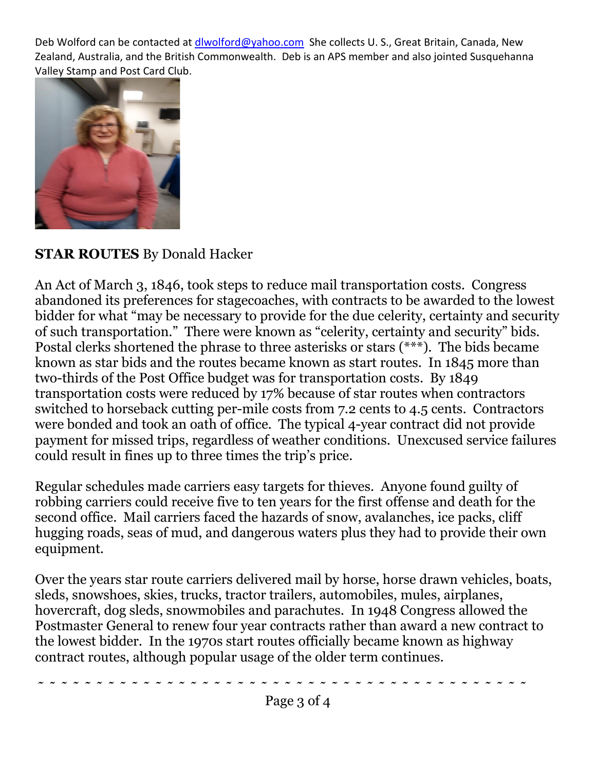Deb Wolford can be contacted at dlwolford@yahoo.com She collects U. S., Great Britain, Canada, New Zealand, Australia, and the British Commonwealth. Deb is an APS member and also jointed Susquehanna Valley Stamp and Post Card Club.

**STAR ROUTES** By Donald Hacker

An Act of March 3, 1846, took steps to reduce mail transportation costs. Congress abandoned its preferences for stagecoaches, with contracts to be awarded to the lowest bidder for what "may be necessary to provide for the due celerity, certainty and security of such transportation." There were known as "celerity, certainty and security" bids. Postal clerks shortened the phrase to three asterisks or stars (***). The bids became known as star bids and the routes became known as start routes. In 1845 more than two-thirds of the Post Office budget was for transportation costs. By 1849 transportation costs were reduced by 17% because of star routes when contractors switched to horseback cutting per-mile costs from 7.2 cents to 4.5 cents. Contractors were bonded and took an oath of office. The typical 4-year contract did not provide payment for missed trips, regardless of weather conditions. Unexcused service failures could result in fines up to three times the trip's price.

Regular schedules made carriers easy targets for thieves. Anyone found guilty of robbing carriers could receive five to ten years for the first offense and death for the second office. Mail carriers faced the hazards of snow, avalanches, ice packs, cliff hugging roads, seas of mud, and dangerous waters plus they had to provide their own equipment.

Over the years star route carriers delivered mail by horse, horse drawn vehicles, boats, sleds, snowshoes, skies, trucks, tractor trailers, automobiles, mules, airplanes, hovercraft, dog sleds, snowmobiles and parachutes. In 1948 Congress allowed the Postmaster General to renew four year contracts rather than award a new contract to the lowest bidder. In the 1970s start routes officially became known as highway contract routes, although popular usage of the older term continues.

~ ~ ~ ~ ~ ~ ~ ~ ~ ~ ~ ~ ~ ~ ~ ~ ~ ~ ~ ~ ~ ~ ~ ~ ~ ~ ~ ~ ~ ~ ~ ~ ~ ~ ~ ~ ~ ~ ~ ~ ~ ~ ~ ~ ~ ~ ~ ~ ~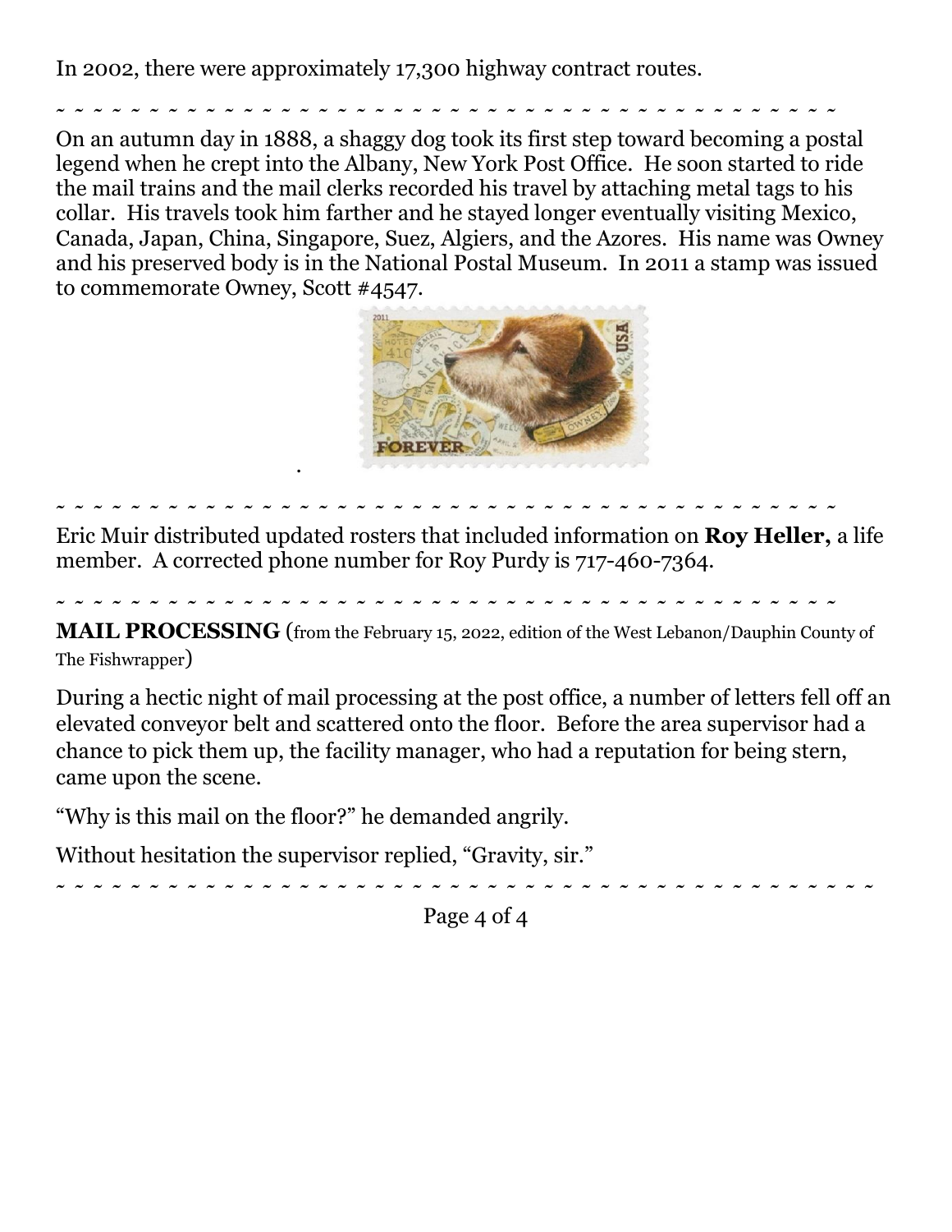In 2002, there were approximately 17,300 highway contract routes.

~ ~ ~ ~ ~ ~ ~ ~ ~ ~ ~ ~ ~ ~ ~ ~ ~ ~ ~ ~ ~ ~ ~ ~ ~ ~ ~ ~ ~ ~ ~ ~ ~ ~ ~ ~ ~ ~ ~ ~ ~ ~ ~ ~ ~ ~

On an autumn day in 1888, a shaggy dog took its first step toward becoming a postal legend when he crept into the Albany, New York Post Office. He soon started to ride the mail trains and the mail clerks recorded his travel by attaching metal tags to his collar. His travels took him farther and he stayed longer eventually visiting Mexico, Canada, Japan, China, Singapore, Suez, Algiers, and the Azores. His name was Owney and his preserved body is in the National Postal Museum. In 2011 a stamp was issued to commemorate Owney, Scott #4547.

~ ~ ~ ~ ~ ~ ~ ~ ~ ~ ~ ~ ~ ~ ~ ~ ~ ~ ~ ~ ~ ~ ~ ~ ~ ~ ~ ~ ~ ~ ~ ~ ~ ~ ~ ~ ~ ~ ~ ~ ~ ~ ~ ~ ~ ~

Eric Muir distributed updated rosters that included information on **Roy Heller,** a life member. A corrected phone number for Roy Purdy is 717-460-7364.

~ ~ ~ ~ ~ ~ ~ ~ ~ ~ ~ ~ ~ ~ ~ ~ ~ ~ ~ ~ ~ ~ ~ ~ ~ ~ ~ ~ ~ ~ ~ ~ ~ ~ ~ ~ ~ ~ ~ ~ ~ ~ ~ ~ ~ ~

**MAIL PROCESSING** (from the February 15, 2022, edition of the West Lebanon/Dauphin County of The Fishwrapper)

During a hectic night of mail processing at the post office, a number of letters fell off an elevated conveyor belt and scattered onto the floor. Before the area supervisor had a chance to pick them up, the facility manager, who had a reputation for being stern, came upon the scene.

"Why is this mail on the floor?" he demanded angrily.

Without hesitation the supervisor replied, "Gravity, sir."

~ ~ ~ ~ ~ ~ ~ ~ ~ ~ ~ ~ ~ ~ ~ ~ ~ ~ ~ ~ ~ ~ ~ ~ ~ ~ ~ ~ ~ ~ ~ ~ ~ ~ ~ ~ ~ ~ ~ ~ ~ ~ ~ ~ ~ ~ ~ ~